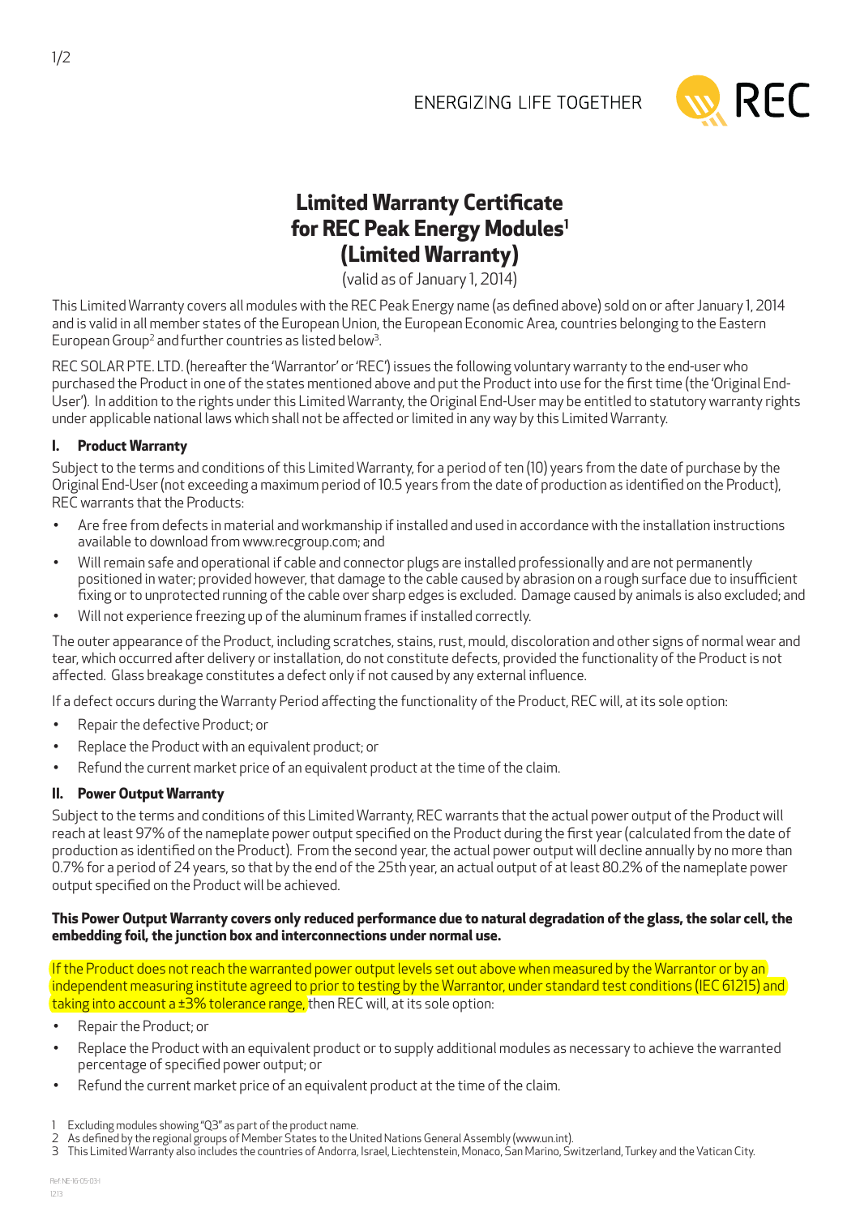ENERGIZING LIFE TOGETHER

# Limited Warranty Certificate for REC Peak Energy Modules[1] (Limited Warranty)

(valid as of January 1, 2014)

This Limited Warranty covers all modules with the REC Peak Energy name (as defined above) sold on or after January 1, 2014 and is valid in all member states of the European Union, the European Economic Area, countries belonging to the Eastern European Group[2] and further countries as listed below[3].

REC SOLAR PTE. LTD. (hereafter the 'Warrantor' or 'REC') issues the following voluntary warranty to the end-user who purchased the Product in one of the states mentioned above and put the Product into use for the first time (the 'Original End-User'). In addition to the rights under this Limited Warranty, the Original End-User may be entitled to statutory warranty rights under applicable national laws which shall not be affected or limited in any way by this Limited Warranty.

## I. Product Warranty

Subject to the terms and conditions of this Limited Warranty, for a period of ten (10) years from the date of purchase by the Original End-User (not exceeding a maximum period of 10.5 years from the date of production as identified on the Product), REC warrants that the Products:

- Are free from defects in material and workmanship if installed and used in accordance with the installation instructions available to download from www.recgroup.com; and
- Will remain safe and operational if cable and connector plugs are installed professionally and are not permanently positioned in water; provided however, that damage to the cable caused by abrasion on a rough surface due to insufficient fixing or to unprotected running of the cable over sharp edges is excluded. Damage caused by animals is also excluded; and
- Will not experience freezing up of the aluminum frames if installed correctly.

The outer appearance of the Product, including scratches, stains, rust, mould, discoloration and other signs of normal wear and tear, which occurred after delivery or installation, do not constitute defects, provided the functionality of the Product is not affected. Glass breakage constitutes a defect only if not caused by any external influence.

If a defect occurs during the Warranty Period affecting the functionality of the Product, REC will, at its sole option:

- Repair the defective Product; or
- Replace the Product with an equivalent product; or
- Refund the current market price of an equivalent product at the time of the claim.

## II. Power Output Warranty

Subject to the terms and conditions of this Limited Warranty, REC warrants that the actual power output of the Product will reach at least 97% of the nameplate power output specified on the Product during the first year (calculated from the date of production as identified on the Product). From the second year, the actual power output will decline annually by no more than 0.7% for a period of 24 years, so that by the end of the 25th year, an actual output of at least 80.2% of the nameplate power output specified on the Product will be achieved.

**This Power Output Warranty covers only reduced performance due to natural degradation of the glass, the solar cell, the embedding foil, the junction box and interconnections under normal use.**

If the Product does not reach the warranted power output levels set out above when measured by the Warrantor or by an independent measuring institute agreed to prior to testing by the Warrantor, under standard test conditions (IEC 61215) and taking into account a ±3% tolerance range, then REC will, at its sole option:

- Repair the Product; or
- Replace the Product with an equivalent product or to supply additional modules as necessary to achieve the warranted percentage of specified power output; or
- Refund the current market price of an equivalent product at the time of the claim.

1 Excluding modules showing "Q3" as part of the product name.
2 As defined by the regional groups of Member States to the United Nations General Assembly (www.un.int).
3 This Limited Warranty also includes the countries of Andorra, Israel, Liechtenstein, Monaco, San Marino, Switzerland, Turkey and the Vatican City.

Ref: NE-16-05-03-I
12.13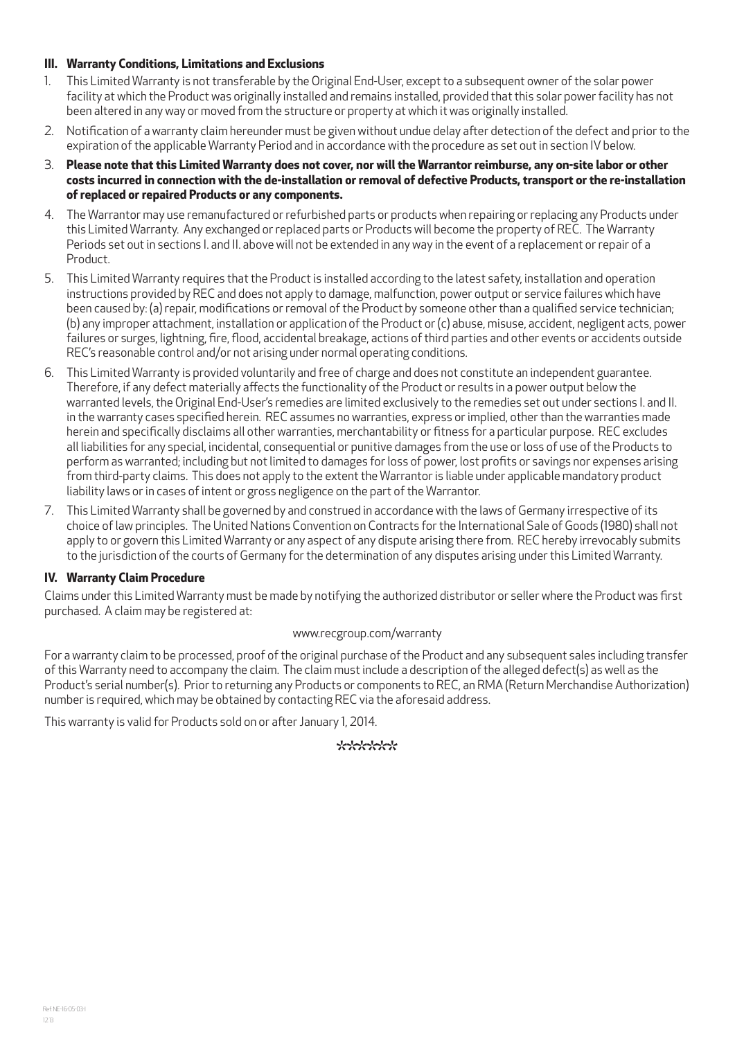## III. Warranty Conditions, Limitations and Exclusions

1. This Limited Warranty is not transferable by the Original End-User, except to a subsequent owner of the solar power facility at which the Product was originally installed and remains installed, provided that this solar power facility has not been altered in any way or moved from the structure or property at which it was originally installed.
2. Notification of a warranty claim hereunder must be given without undue delay after detection of the defect and prior to the expiration of the applicable Warranty Period and in accordance with the procedure as set out in section IV below.
3. **Please note that this Limited Warranty does not cover, nor will the Warrantor reimburse, any on-site labor or other costs incurred in connection with the de-installation or removal of defective Products, transport or the re-installation of replaced or repaired Products or any components.**
4. The Warrantor may use remanufactured or refurbished parts or products when repairing or replacing any Products under this Limited Warranty. Any exchanged or replaced parts or Products will become the property of REC. The Warranty Periods set out in sections I. and II. above will not be extended in any way in the event of a replacement or repair of a Product.
5. This Limited Warranty requires that the Product is installed according to the latest safety, installation and operation instructions provided by REC and does not apply to damage, malfunction, power output or service failures which have been caused by: (a) repair, modifications or removal of the Product by someone other than a qualified service technician; (b) any improper attachment, installation or application of the Product or (c) abuse, misuse, accident, negligent acts, power failures or surges, lightning, fire, flood, accidental breakage, actions of third parties and other events or accidents outside REC's reasonable control and/or not arising under normal operating conditions.
6. This Limited Warranty is provided voluntarily and free of charge and does not constitute an independent guarantee. Therefore, if any defect materially affects the functionality of the Product or results in a power output below the warranted levels, the Original End-User's remedies are limited exclusively to the remedies set out under sections I. and II. in the warranty cases specified herein. REC assumes no warranties, express or implied, other than the warranties made herein and specifically disclaims all other warranties, merchantability or fitness for a particular purpose. REC excludes all liabilities for any special, incidental, consequential or punitive damages from the use or loss of use of the Products to perform as warranted; including but not limited to damages for loss of power, lost profits or savings nor expenses arising from third-party claims. This does not apply to the extent the Warrantor is liable under applicable mandatory product liability laws or in cases of intent or gross negligence on the part of the Warrantor.
7. This Limited Warranty shall be governed by and construed in accordance with the laws of Germany irrespective of its choice of law principles. The United Nations Convention on Contracts for the International Sale of Goods (1980) shall not apply to or govern this Limited Warranty or any aspect of any dispute arising there from. REC hereby irrevocably submits to the jurisdiction of the courts of Germany for the determination of any disputes arising under this Limited Warranty.

## IV. Warranty Claim Procedure

Claims under this Limited Warranty must be made by notifying the authorized distributor or seller where the Product was first purchased. A claim may be registered at:

www.recgroup.com/warranty

For a warranty claim to be processed, proof of the original purchase of the Product and any subsequent sales including transfer of this Warranty need to accompany the claim. The claim must include a description of the alleged defect(s) as well as the Product's serial number(s). Prior to returning any Products or components to REC, an RMA (Return Merchandise Authorization) number is required, which may be obtained by contacting REC via the aforesaid address.

This warranty is valid for Products sold on or after January 1, 2014.

\*\*\*\*\*\*

Ref: NE-16-05-03-1
12.13